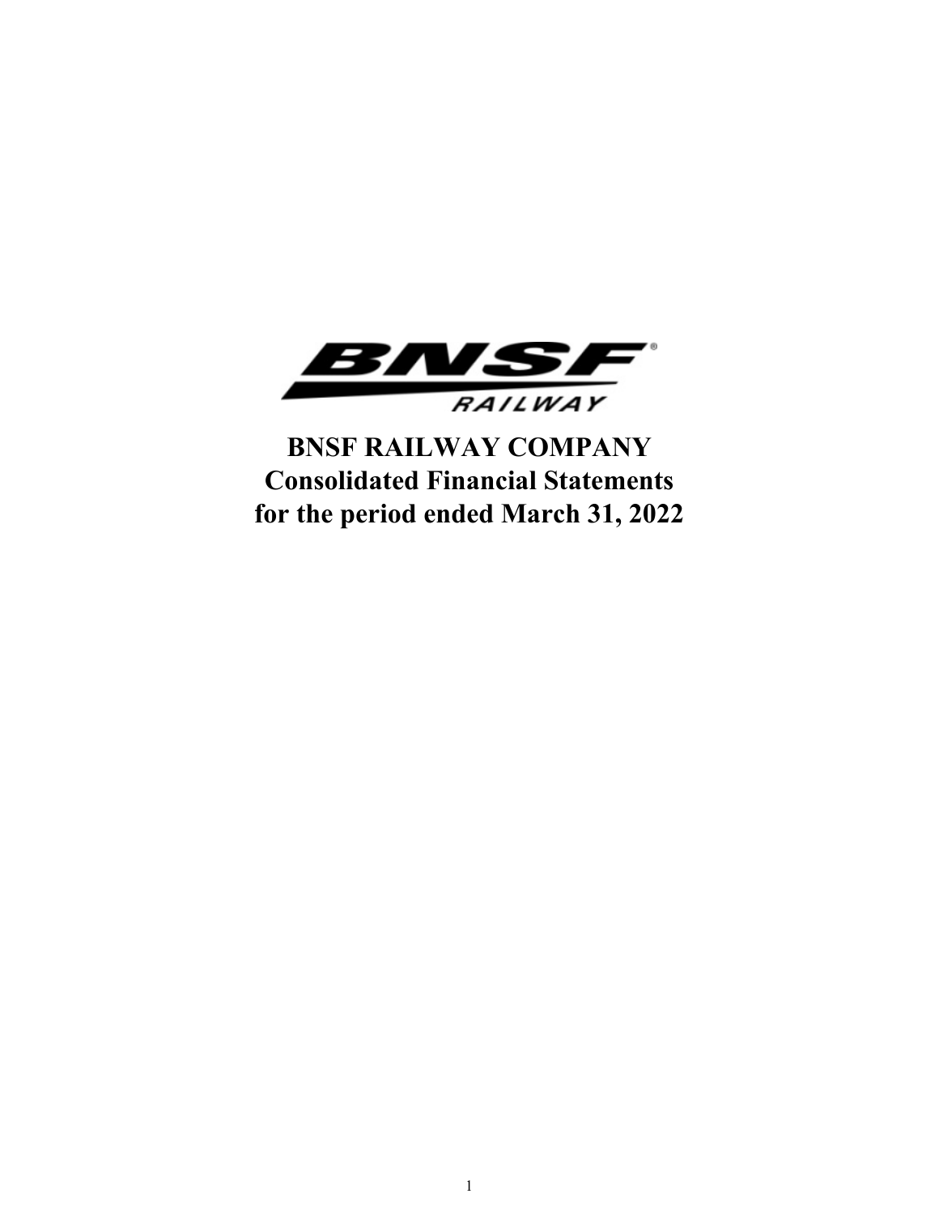# BNSF RAILWAY COMPANY
# Consolidated Financial Statements
# for the period ended March 31, 2022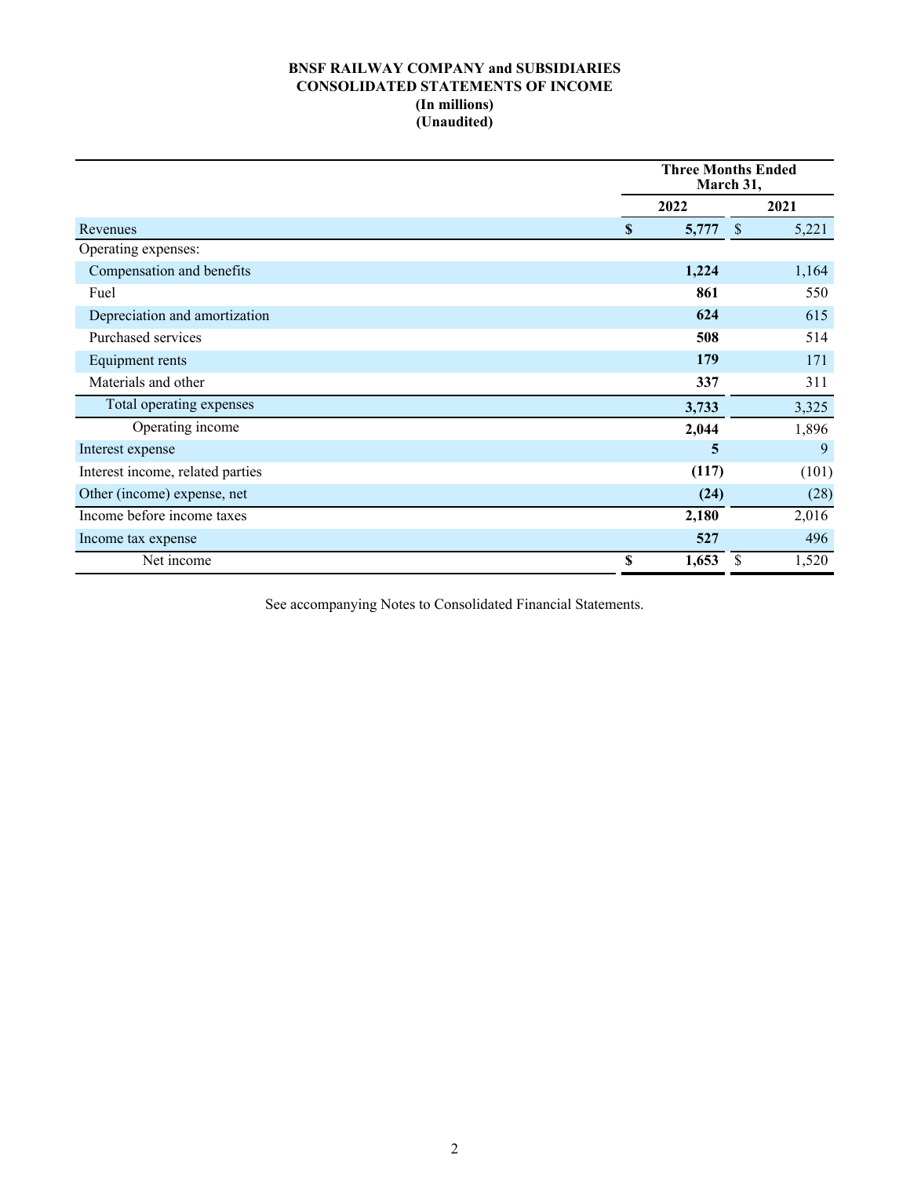**BNSF RAILWAY COMPANY and SUBSIDIARIES**
**CONSOLIDATED STATEMENTS OF INCOME**
**(In millions)**
**(Unaudited)**

| | Three Months Ended March 31, | |
|---|---|---|
| | **2022** | 2021 |
| Revenues | **$ 5,777** | $ 5,221 |
| Operating expenses: | | |
| Compensation and benefits | **1,224** | 1,164 |
| Fuel | **861** | 550 |
| Depreciation and amortization | **624** | 615 |
| Purchased services | **508** | 514 |
| Equipment rents | **179** | 171 |
| Materials and other | **337** | 311 |
| Total operating expenses | **3,733** | 3,325 |
| Operating income | **2,044** | 1,896 |
| Interest expense | **5** | 9 |
| Interest income, related parties | **(117)** | (101) |
| Other (income) expense, net | **(24)** | (28) |
| Income before income taxes | **2,180** | 2,016 |
| Income tax expense | **527** | 496 |
| Net income | **$ 1,653** | $ 1,520 |

See accompanying Notes to Consolidated Financial Statements.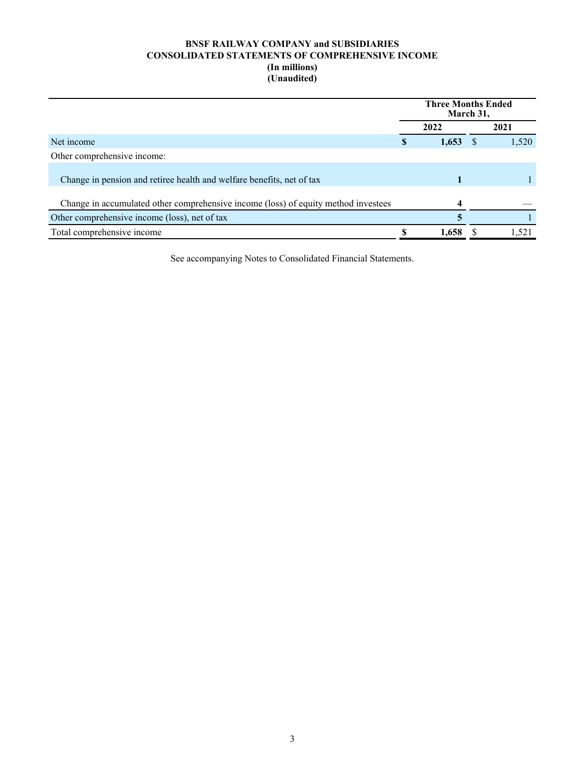**BNSF RAILWAY COMPANY and SUBSIDIARIES**
**CONSOLIDATED STATEMENTS OF COMPREHENSIVE INCOME**
**(In millions)**
**(Unaudited)**

| | Three Months Ended March 31, | |
|---|---|---|
| | **2022** | **2021** |
| Net income | **$ 1,653** | $ 1,520 |
| Other comprehensive income: | | |
| Change in pension and retiree health and welfare benefits, net of tax | **1** | 1 |
| Change in accumulated other comprehensive income (loss) of equity method investees | **4** | — |
| Other comprehensive income (loss), net of tax | **5** | 1 |
| Total comprehensive income | **$ 1,658** | $ 1,521 |

See accompanying Notes to Consolidated Financial Statements.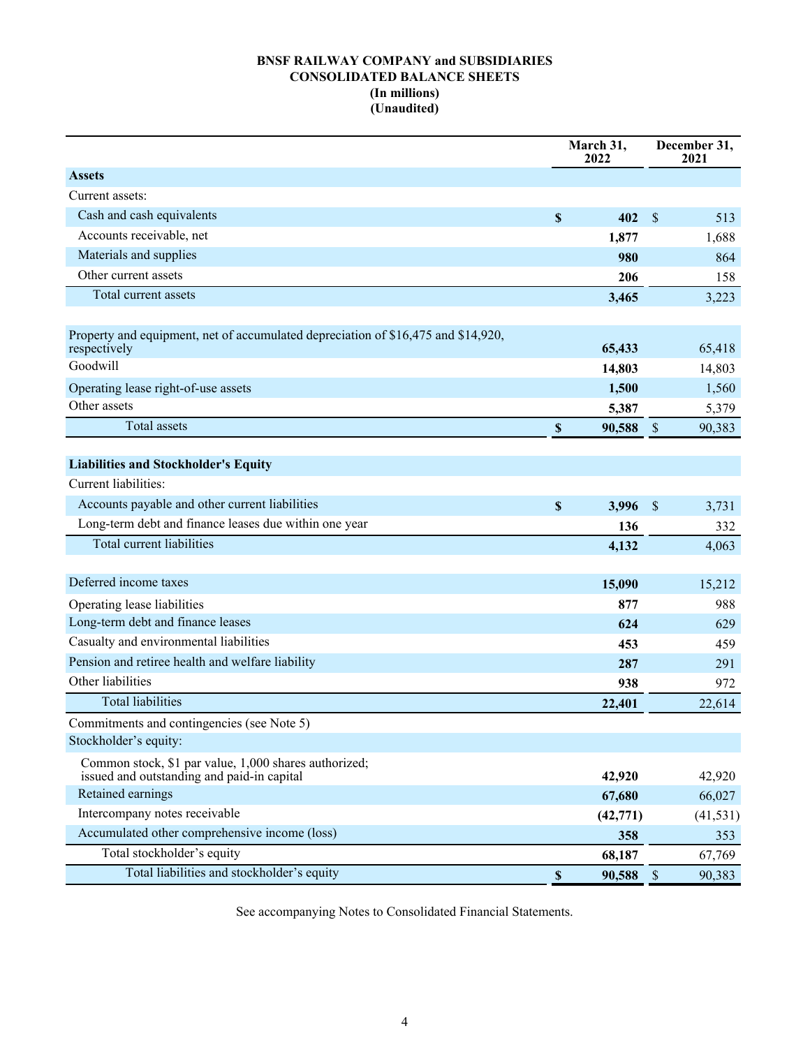**BNSF RAILWAY COMPANY and SUBSIDIARIES**
**CONSOLIDATED BALANCE SHEETS**
**(In millions)**
**(Unaudited)**

| | March 31, 2022 | December 31, 2021 |
|---|---|---|
| **Assets** | | |
| Current assets: | | |
| Cash and cash equivalents | **$ 402** | $ 513 |
| Accounts receivable, net | **1,877** | 1,688 |
| Materials and supplies | **980** | 864 |
| Other current assets | **206** | 158 |
| Total current assets | **3,465** | 3,223 |
| | | |
| Property and equipment, net of accumulated depreciation of $16,475 and $14,920, respectively | **65,433** | 65,418 |
| Goodwill | **14,803** | 14,803 |
| Operating lease right-of-use assets | **1,500** | 1,560 |
| Other assets | **5,387** | 5,379 |
| Total assets | **$ 90,588** | $ 90,383 |
| | | |
| **Liabilities and Stockholder's Equity** | | |
| Current liabilities: | | |
| Accounts payable and other current liabilities | **$ 3,996** | $ 3,731 |
| Long-term debt and finance leases due within one year | **136** | 332 |
| Total current liabilities | **4,132** | 4,063 |
| | | |
| Deferred income taxes | **15,090** | 15,212 |
| Operating lease liabilities | **877** | 988 |
| Long-term debt and finance leases | **624** | 629 |
| Casualty and environmental liabilities | **453** | 459 |
| Pension and retiree health and welfare liability | **287** | 291 |
| Other liabilities | **938** | 972 |
| Total liabilities | **22,401** | 22,614 |
| Commitments and contingencies (see Note 5) | | |
| Stockholder's equity: | | |
| Common stock, $1 par value, 1,000 shares authorized; issued and outstanding and paid-in capital | **42,920** | 42,920 |
| Retained earnings | **67,680** | 66,027 |
| Intercompany notes receivable | **(42,771)** | (41,531) |
| Accumulated other comprehensive income (loss) | **358** | 353 |
| Total stockholder's equity | **68,187** | 67,769 |
| Total liabilities and stockholder's equity | **$ 90,588** | $ 90,383 |

See accompanying Notes to Consolidated Financial Statements.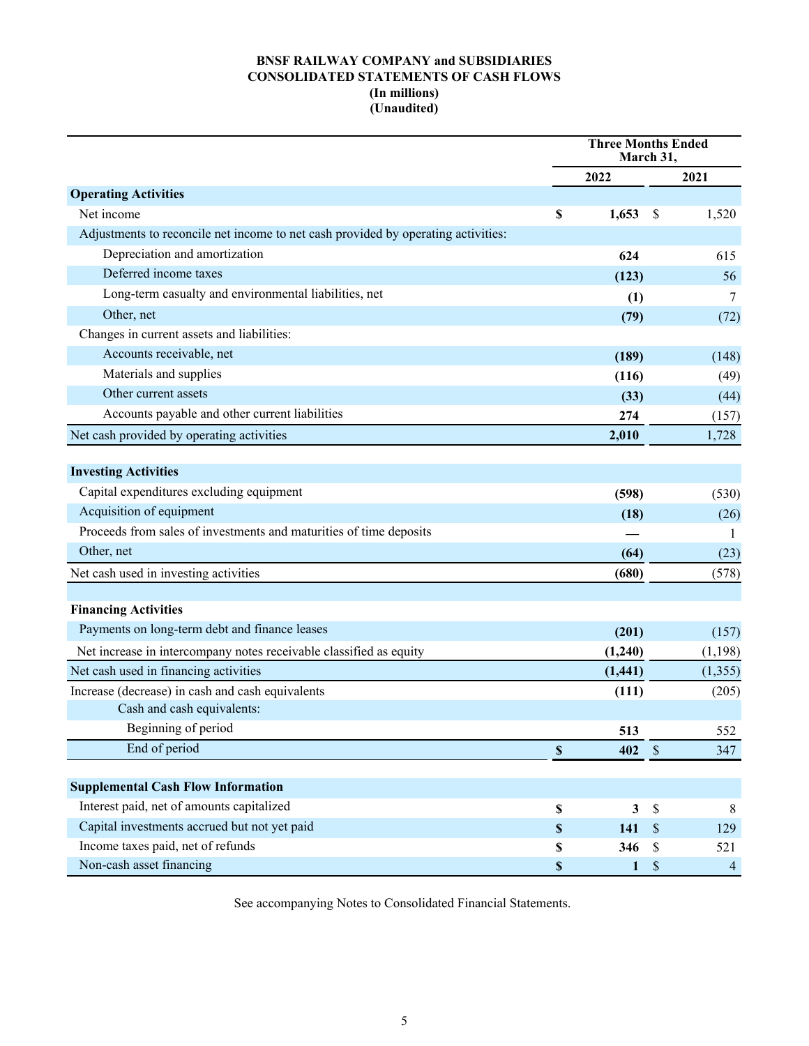**BNSF RAILWAY COMPANY and SUBSIDIARIES**
**CONSOLIDATED STATEMENTS OF CASH FLOWS**
**(In millions)**
**(Unaudited)**

| | Three Months Ended March 31, | |
|---|---|---|
| | **2022** | **2021** |
| **Operating Activities** | | |
| Net income | **$ 1,653** | $ 1,520 |
| Adjustments to reconcile net income to net cash provided by operating activities: | | |
| Depreciation and amortization | **624** | 615 |
| Deferred income taxes | **(123)** | 56 |
| Long-term casualty and environmental liabilities, net | **(1)** | 7 |
| Other, net | **(79)** | (72) |
| Changes in current assets and liabilities: | | |
| Accounts receivable, net | **(189)** | (148) |
| Materials and supplies | **(116)** | (49) |
| Other current assets | **(33)** | (44) |
| Accounts payable and other current liabilities | **274** | (157) |
| Net cash provided by operating activities | **2,010** | 1,728 |
| **Investing Activities** | | |
| Capital expenditures excluding equipment | **(598)** | (530) |
| Acquisition of equipment | **(18)** | (26) |
| Proceeds from sales of investments and maturities of time deposits | **—** | 1 |
| Other, net | **(64)** | (23) |
| Net cash used in investing activities | **(680)** | (578) |
| **Financing Activities** | | |
| Payments on long-term debt and finance leases | **(201)** | (157) |
| Net increase in intercompany notes receivable classified as equity | **(1,240)** | (1,198) |
| Net cash used in financing activities | **(1,441)** | (1,355) |
| Increase (decrease) in cash and cash equivalents | **(111)** | (205) |
| Cash and cash equivalents: | | |
| Beginning of period | **513** | 552 |
| End of period | **$ 402** | $ 347 |
| **Supplemental Cash Flow Information** | | |
| Interest paid, net of amounts capitalized | **$ 3** | $ 8 |
| Capital investments accrued but not yet paid | **$ 141** | $ 129 |
| Income taxes paid, net of refunds | **$ 346** | $ 521 |
| Non-cash asset financing | **$ 1** | $ 4 |

See accompanying Notes to Consolidated Financial Statements.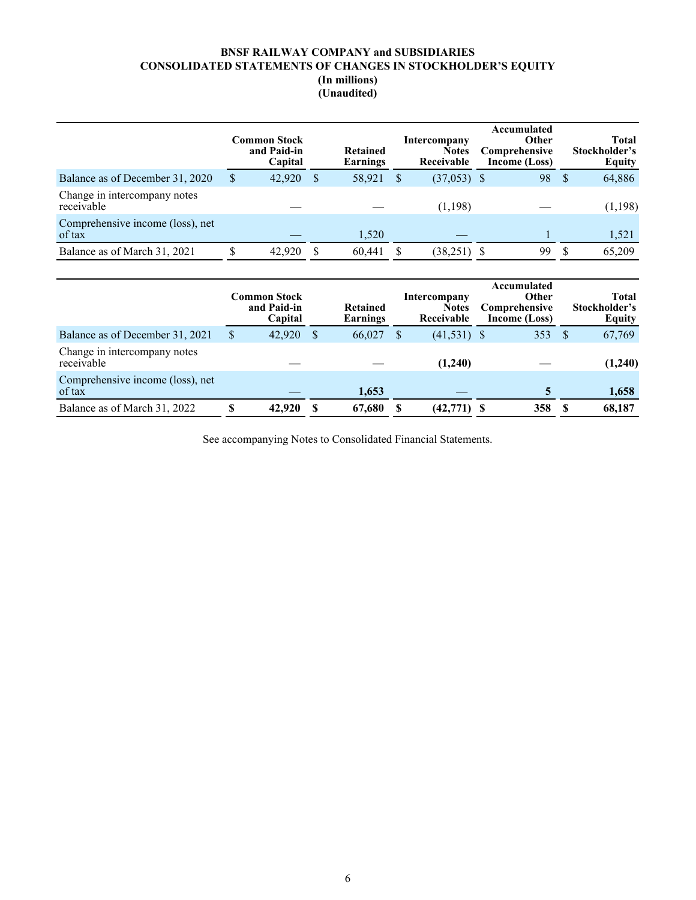**BNSF RAILWAY COMPANY and SUBSIDIARIES**
**CONSOLIDATED STATEMENTS OF CHANGES IN STOCKHOLDER'S EQUITY**
**(In millions)**
**(Unaudited)**

| | Common Stock and Paid-in Capital | Retained Earnings | Intercompany Notes Receivable | Accumulated Other Comprehensive Income (Loss) | Total Stockholder's Equity |
|---|---|---|---|---|---|
| Balance as of December 31, 2020 | $ 42,920 | $ 58,921 | $ (37,053) | $ 98 | $ 64,886 |
| Change in intercompany notes receivable | — | — | (1,198) | — | (1,198) |
| Comprehensive income (loss), net of tax | — | 1,520 | — | 1 | 1,521 |
| Balance as of March 31, 2021 | $ 42,920 | $ 60,441 | $ (38,251) | $ 99 | $ 65,209 |

| | Common Stock and Paid-in Capital | Retained Earnings | Intercompany Notes Receivable | Accumulated Other Comprehensive Income (Loss) | Total Stockholder's Equity |
|---|---|---|---|---|---|
| Balance as of December 31, 2021 | $ 42,920 | $ 66,027 | $ (41,531) | $ 353 | $ 67,769 |
| Change in intercompany notes receivable | **—** | **—** | **(1,240)** | **—** | **(1,240)** |
| Comprehensive income (loss), net of tax | **—** | **1,653** | **—** | **5** | **1,658** |
| Balance as of March 31, 2022 | **$ 42,920** | **$ 67,680** | **$ (42,771)** | **$ 358** | **$ 68,187** |

See accompanying Notes to Consolidated Financial Statements.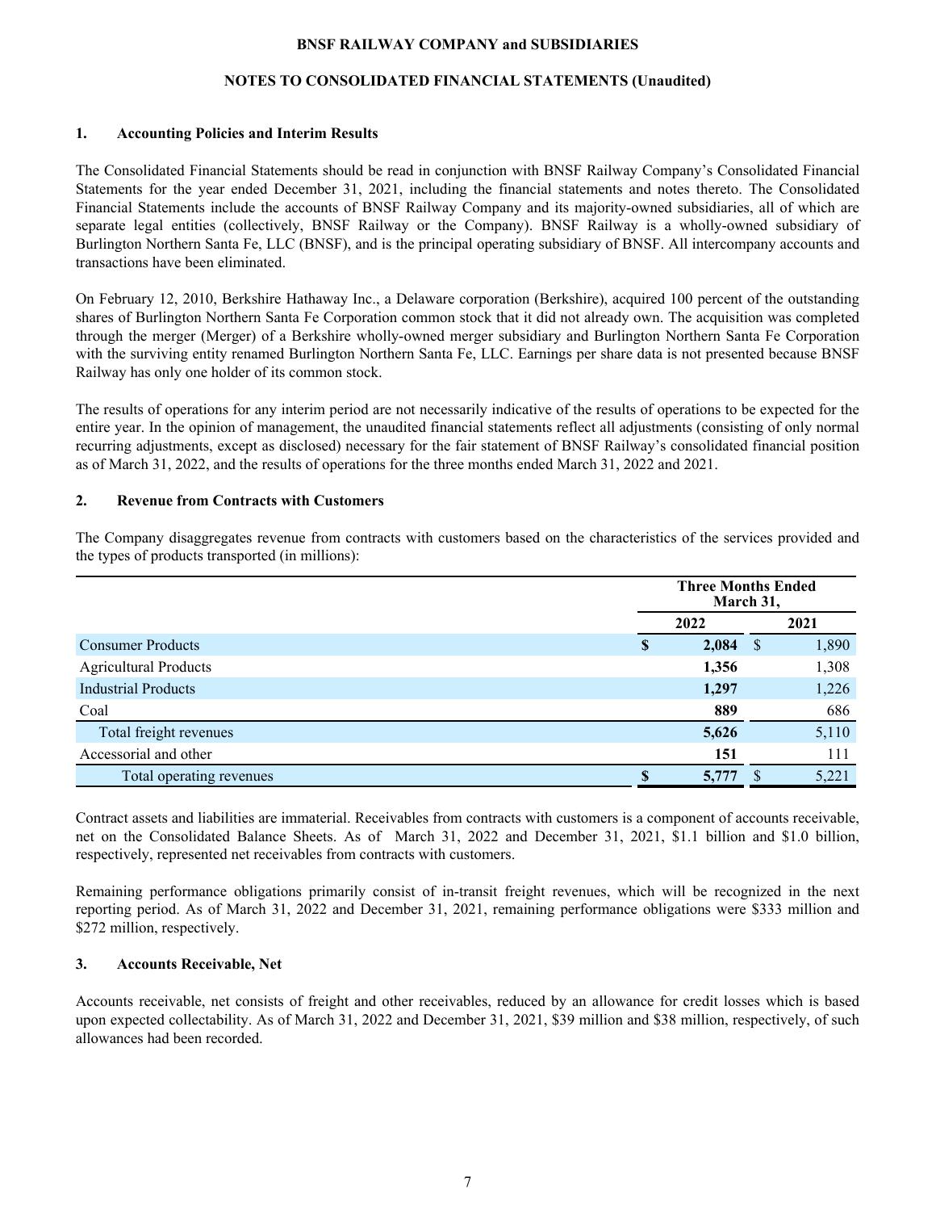**BNSF RAILWAY COMPANY and SUBSIDIARIES**

**NOTES TO CONSOLIDATED FINANCIAL STATEMENTS (Unaudited)**

## 1. Accounting Policies and Interim Results

The Consolidated Financial Statements should be read in conjunction with BNSF Railway Company's Consolidated Financial Statements for the year ended December 31, 2021, including the financial statements and notes thereto. The Consolidated Financial Statements include the accounts of BNSF Railway Company and its majority-owned subsidiaries, all of which are separate legal entities (collectively, BNSF Railway or the Company). BNSF Railway is a wholly-owned subsidiary of Burlington Northern Santa Fe, LLC (BNSF), and is the principal operating subsidiary of BNSF. All intercompany accounts and transactions have been eliminated.

On February 12, 2010, Berkshire Hathaway Inc., a Delaware corporation (Berkshire), acquired 100 percent of the outstanding shares of Burlington Northern Santa Fe Corporation common stock that it did not already own. The acquisition was completed through the merger (Merger) of a Berkshire wholly-owned merger subsidiary and Burlington Northern Santa Fe Corporation with the surviving entity renamed Burlington Northern Santa Fe, LLC. Earnings per share data is not presented because BNSF Railway has only one holder of its common stock.

The results of operations for any interim period are not necessarily indicative of the results of operations to be expected for the entire year. In the opinion of management, the unaudited financial statements reflect all adjustments (consisting of only normal recurring adjustments, except as disclosed) necessary for the fair statement of BNSF Railway's consolidated financial position as of March 31, 2022, and the results of operations for the three months ended March 31, 2022 and 2021.

## 2. Revenue from Contracts with Customers

The Company disaggregates revenue from contracts with customers based on the characteristics of the services provided and the types of products transported (in millions):

| | Three Months Ended March 31, | |
|---|---|---|
| | **2022** | 2021 |
| Consumer Products | **$ 2,084** | $ 1,890 |
| Agricultural Products | **1,356** | 1,308 |
| Industrial Products | **1,297** | 1,226 |
| Coal | **889** | 686 |
| Total freight revenues | **5,626** | 5,110 |
| Accessorial and other | **151** | 111 |
| Total operating revenues | **$ 5,777** | $ 5,221 |

Contract assets and liabilities are immaterial. Receivables from contracts with customers is a component of accounts receivable, net on the Consolidated Balance Sheets. As of March 31, 2022 and December 31, 2021, $1.1 billion and $1.0 billion, respectively, represented net receivables from contracts with customers.

Remaining performance obligations primarily consist of in-transit freight revenues, which will be recognized in the next reporting period. As of March 31, 2022 and December 31, 2021, remaining performance obligations were $333 million and $272 million, respectively.

## 3. Accounts Receivable, Net

Accounts receivable, net consists of freight and other receivables, reduced by an allowance for credit losses which is based upon expected collectability. As of March 31, 2022 and December 31, 2021, $39 million and $38 million, respectively, of such allowances had been recorded.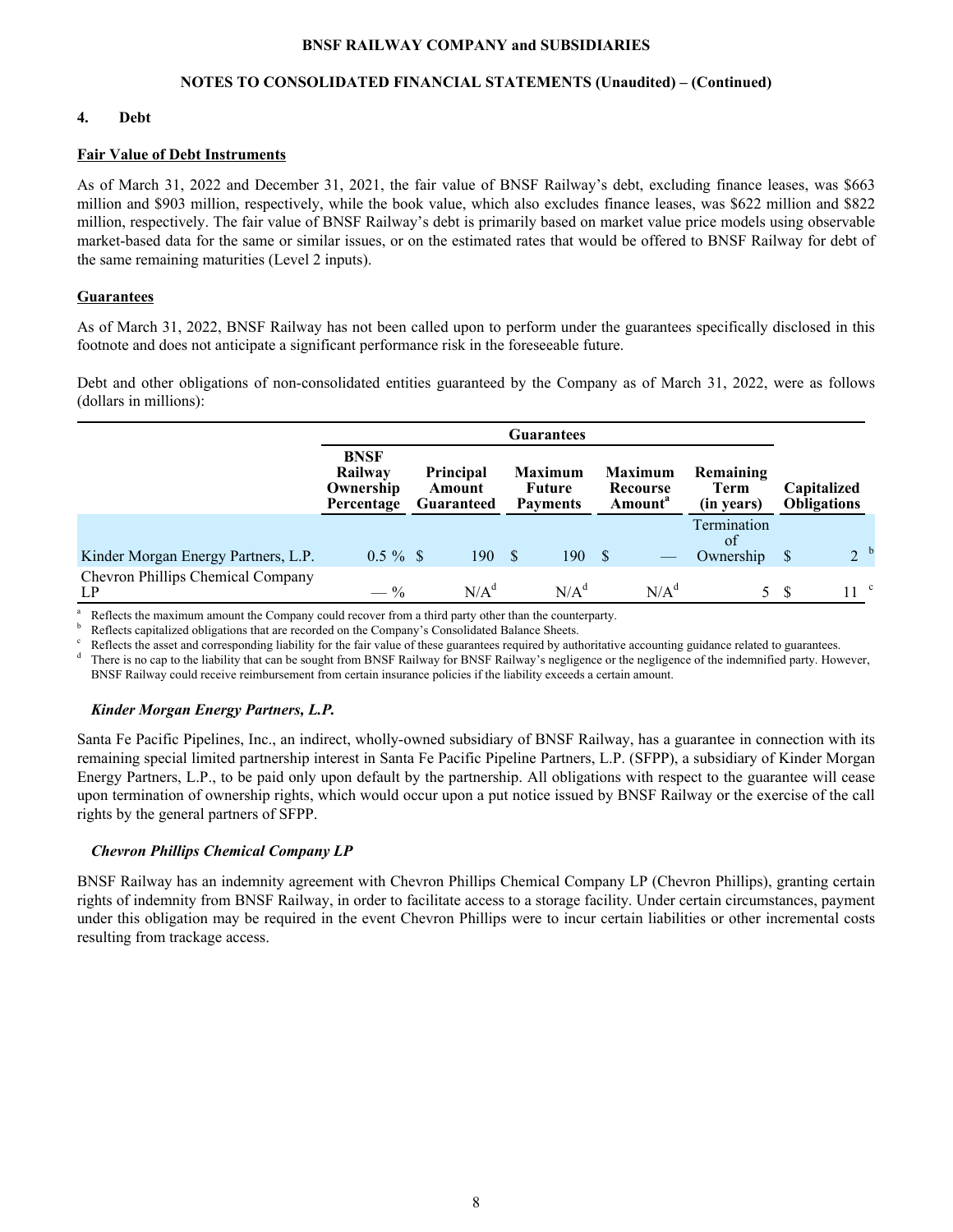## 4. Debt

### Fair Value of Debt Instruments

As of March 31, 2022 and December 31, 2021, the fair value of BNSF Railway's debt, excluding finance leases, was $663 million and $903 million, respectively, while the book value, which also excludes finance leases, was $622 million and $822 million, respectively. The fair value of BNSF Railway's debt is primarily based on market value price models using observable market-based data for the same or similar issues, or on the estimated rates that would be offered to BNSF Railway for debt of the same remaining maturities (Level 2 inputs).

### Guarantees

As of March 31, 2022, BNSF Railway has not been called upon to perform under the guarantees specifically disclosed in this footnote and does not anticipate a significant performance risk in the foreseeable future.

Debt and other obligations of non-consolidated entities guaranteed by the Company as of March 31, 2022, were as follows (dollars in millions):

| | Guarantees | | | | | |
|---|---|---|---|---|---|---|
| | BNSF Railway Ownership Percentage | Principal Amount Guaranteed | Maximum Future Payments | Maximum Recourse Amount[a] | Remaining Term (in years) | Capitalized Obligations |
| Kinder Morgan Energy Partners, L.P. | 0.5 % | $ 190 | $ 190 | $ — | Termination of Ownership | $ 2 [b] |
| Chevron Phillips Chemical Company LP | — % | N/A[d] | N/A[d] | N/A[d] | 5 | $ 11 [c] |

[a] Reflects the maximum amount the Company could recover from a third party other than the counterparty.
[b] Reflects capitalized obligations that are recorded on the Company's Consolidated Balance Sheets.
[c] Reflects the asset and corresponding liability for the fair value of these guarantees required by authoritative accounting guidance related to guarantees.
[d] There is no cap to the liability that can be sought from BNSF Railway for BNSF Railway's negligence or the negligence of the indemnified party. However, BNSF Railway could receive reimbursement from certain insurance policies if the liability exceeds a certain amount.

#### *Kinder Morgan Energy Partners, L.P.*

Santa Fe Pacific Pipelines, Inc., an indirect, wholly-owned subsidiary of BNSF Railway, has a guarantee in connection with its remaining special limited partnership interest in Santa Fe Pacific Pipeline Partners, L.P. (SFPP), a subsidiary of Kinder Morgan Energy Partners, L.P., to be paid only upon default by the partnership. All obligations with respect to the guarantee will cease upon termination of ownership rights, which would occur upon a put notice issued by BNSF Railway or the exercise of the call rights by the general partners of SFPP.

#### *Chevron Phillips Chemical Company LP*

BNSF Railway has an indemnity agreement with Chevron Phillips Chemical Company LP (Chevron Phillips), granting certain rights of indemnity from BNSF Railway, in order to facilitate access to a storage facility. Under certain circumstances, payment under this obligation may be required in the event Chevron Phillips were to incur certain liabilities or other incremental costs resulting from trackage access.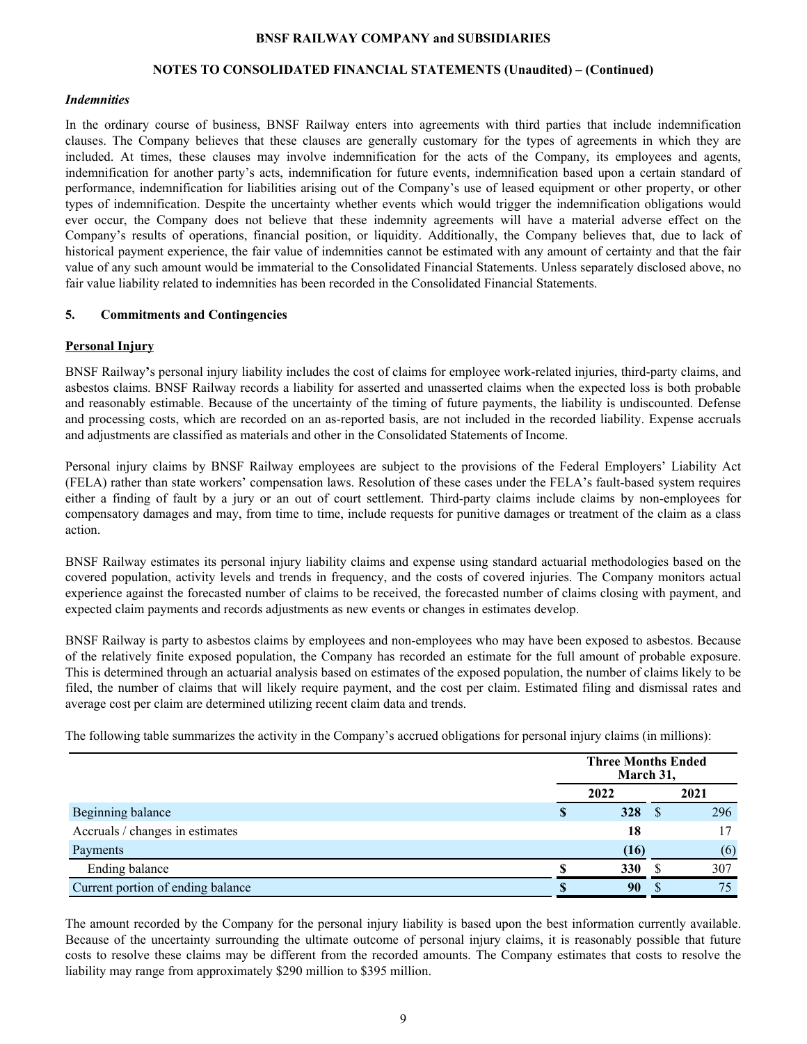### *Indemnities*

In the ordinary course of business, BNSF Railway enters into agreements with third parties that include indemnification clauses. The Company believes that these clauses are generally customary for the types of agreements in which they are included. At times, these clauses may involve indemnification for the acts of the Company, its employees and agents, indemnification for another party's acts, indemnification for future events, indemnification based upon a certain standard of performance, indemnification for liabilities arising out of the Company's use of leased equipment or other property, or other types of indemnification. Despite the uncertainty whether events which would trigger the indemnification obligations would ever occur, the Company does not believe that these indemnity agreements will have a material adverse effect on the Company's results of operations, financial position, or liquidity. Additionally, the Company believes that, due to lack of historical payment experience, the fair value of indemnities cannot be estimated with any amount of certainty and that the fair value of any such amount would be immaterial to the Consolidated Financial Statements. Unless separately disclosed above, no fair value liability related to indemnities has been recorded in the Consolidated Financial Statements.

## 5. Commitments and Contingencies

### Personal Injury

BNSF Railway's personal injury liability includes the cost of claims for employee work-related injuries, third-party claims, and asbestos claims. BNSF Railway records a liability for asserted and unasserted claims when the expected loss is both probable and reasonably estimable. Because of the uncertainty of the timing of future payments, the liability is undiscounted. Defense and processing costs, which are recorded on an as-reported basis, are not included in the recorded liability. Expense accruals and adjustments are classified as materials and other in the Consolidated Statements of Income.

Personal injury claims by BNSF Railway employees are subject to the provisions of the Federal Employers' Liability Act (FELA) rather than state workers' compensation laws. Resolution of these cases under the FELA's fault-based system requires either a finding of fault by a jury or an out of court settlement. Third-party claims include claims by non-employees for compensatory damages and may, from time to time, include requests for punitive damages or treatment of the claim as a class action.

BNSF Railway estimates its personal injury liability claims and expense using standard actuarial methodologies based on the covered population, activity levels and trends in frequency, and the costs of covered injuries. The Company monitors actual experience against the forecasted number of claims to be received, the forecasted number of claims closing with payment, and expected claim payments and records adjustments as new events or changes in estimates develop.

BNSF Railway is party to asbestos claims by employees and non-employees who may have been exposed to asbestos. Because of the relatively finite exposed population, the Company has recorded an estimate for the full amount of probable exposure. This is determined through an actuarial analysis based on estimates of the exposed population, the number of claims likely to be filed, the number of claims that will likely require payment, and the cost per claim. Estimated filing and dismissal rates and average cost per claim are determined utilizing recent claim data and trends.

The following table summarizes the activity in the Company's accrued obligations for personal injury claims (in millions):

| | Three Months Ended March 31, | |
|---|---|---|
| | **2022** | 2021 |
| Beginning balance | **$ 328** | $ 296 |
| Accruals / changes in estimates | **18** | 17 |
| Payments | **(16)** | (6) |
| Ending balance | **$ 330** | $ 307 |
| Current portion of ending balance | **$ 90** | $ 75 |

The amount recorded by the Company for the personal injury liability is based upon the best information currently available. Because of the uncertainty surrounding the ultimate outcome of personal injury claims, it is reasonably possible that future costs to resolve these claims may be different from the recorded amounts. The Company estimates that costs to resolve the liability may range from approximately $290 million to $395 million.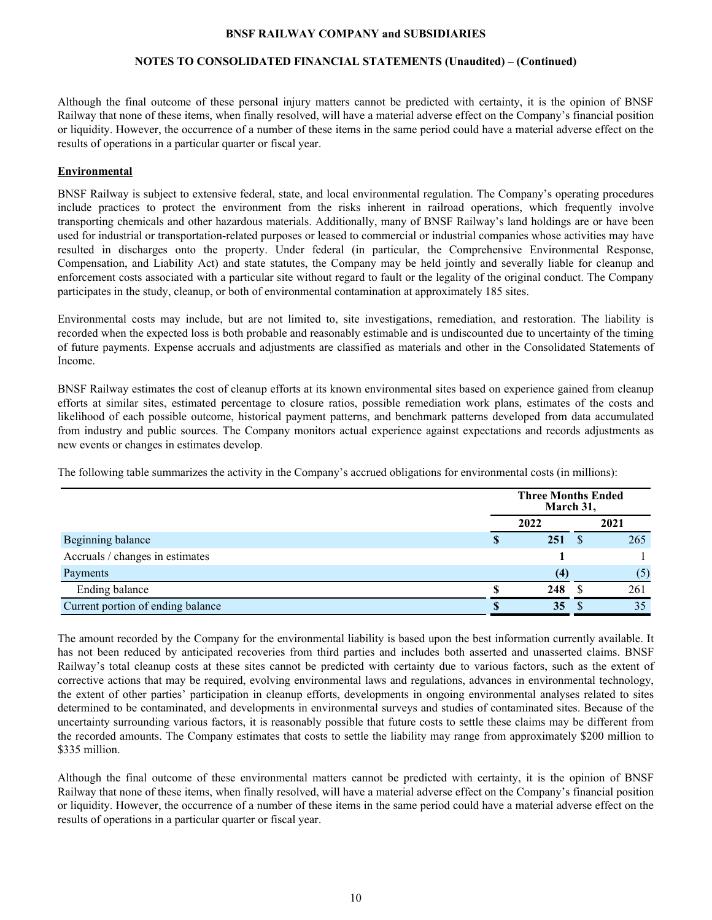Although the final outcome of these personal injury matters cannot be predicted with certainty, it is the opinion of BNSF Railway that none of these items, when finally resolved, will have a material adverse effect on the Company's financial position or liquidity. However, the occurrence of a number of these items in the same period could have a material adverse effect on the results of operations in a particular quarter or fiscal year.

**Environmental**

BNSF Railway is subject to extensive federal, state, and local environmental regulation. The Company's operating procedures include practices to protect the environment from the risks inherent in railroad operations, which frequently involve transporting chemicals and other hazardous materials. Additionally, many of BNSF Railway's land holdings are or have been used for industrial or transportation-related purposes or leased to commercial or industrial companies whose activities may have resulted in discharges onto the property. Under federal (in particular, the Comprehensive Environmental Response, Compensation, and Liability Act) and state statutes, the Company may be held jointly and severally liable for cleanup and enforcement costs associated with a particular site without regard to fault or the legality of the original conduct. The Company participates in the study, cleanup, or both of environmental contamination at approximately 185 sites.

Environmental costs may include, but are not limited to, site investigations, remediation, and restoration. The liability is recorded when the expected loss is both probable and reasonably estimable and is undiscounted due to uncertainty of the timing of future payments. Expense accruals and adjustments are classified as materials and other in the Consolidated Statements of Income.

BNSF Railway estimates the cost of cleanup efforts at its known environmental sites based on experience gained from cleanup efforts at similar sites, estimated percentage to closure ratios, possible remediation work plans, estimates of the costs and likelihood of each possible outcome, historical payment patterns, and benchmark patterns developed from data accumulated from industry and public sources. The Company monitors actual experience against expectations and records adjustments as new events or changes in estimates develop.

The following table summarizes the activity in the Company's accrued obligations for environmental costs (in millions):

| | Three Months Ended March 31, | |
|---|---|---|
| | **2022** | **2021** |
| Beginning balance | **$ 251** | $ 265 |
| Accruals / changes in estimates | **1** | 1 |
| Payments | **(4)** | (5) |
| Ending balance | **$ 248** | $ 261 |
| Current portion of ending balance | **$ 35** | $ 35 |

The amount recorded by the Company for the environmental liability is based upon the best information currently available. It has not been reduced by anticipated recoveries from third parties and includes both asserted and unasserted claims. BNSF Railway's total cleanup costs at these sites cannot be predicted with certainty due to various factors, such as the extent of corrective actions that may be required, evolving environmental laws and regulations, advances in environmental technology, the extent of other parties' participation in cleanup efforts, developments in ongoing environmental analyses related to sites determined to be contaminated, and developments in environmental surveys and studies of contaminated sites. Because of the uncertainty surrounding various factors, it is reasonably possible that future costs to settle these claims may be different from the recorded amounts. The Company estimates that costs to settle the liability may range from approximately $200 million to $335 million.

Although the final outcome of these environmental matters cannot be predicted with certainty, it is the opinion of BNSF Railway that none of these items, when finally resolved, will have a material adverse effect on the Company's financial position or liquidity. However, the occurrence of a number of these items in the same period could have a material adverse effect on the results of operations in a particular quarter or fiscal year.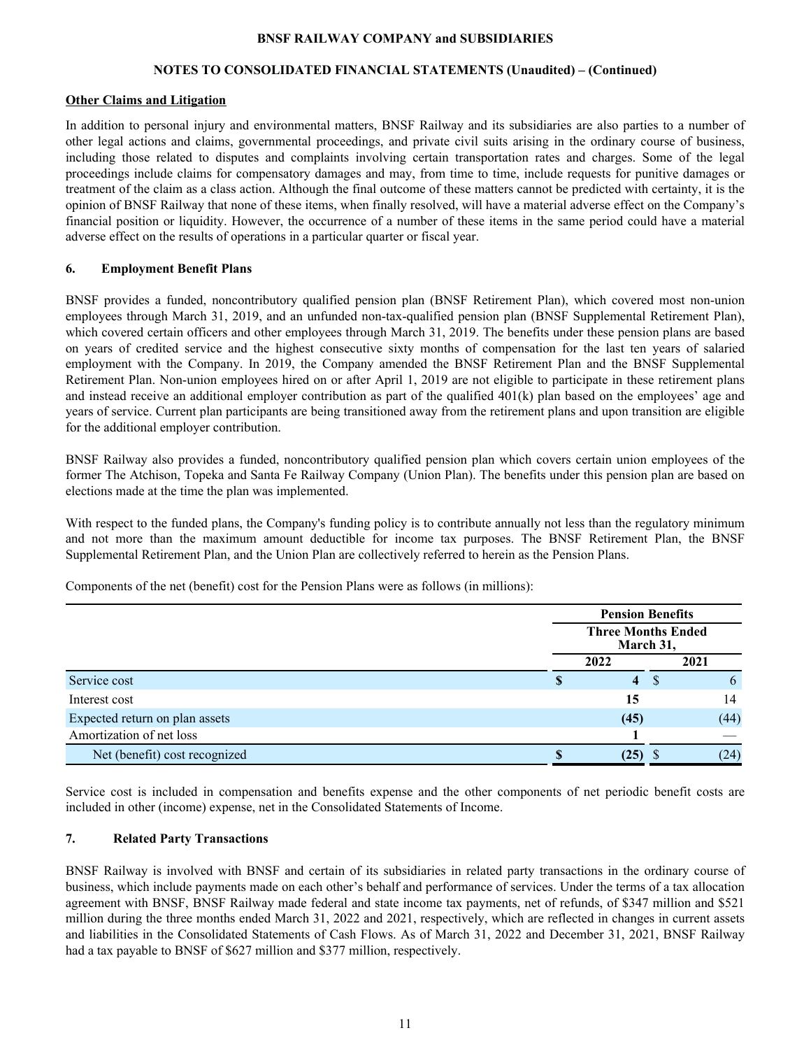**Other Claims and Litigation**

In addition to personal injury and environmental matters, BNSF Railway and its subsidiaries are also parties to a number of other legal actions and claims, governmental proceedings, and private civil suits arising in the ordinary course of business, including those related to disputes and complaints involving certain transportation rates and charges. Some of the legal proceedings include claims for compensatory damages and may, from time to time, include requests for punitive damages or treatment of the claim as a class action. Although the final outcome of these matters cannot be predicted with certainty, it is the opinion of BNSF Railway that none of these items, when finally resolved, will have a material adverse effect on the Company's financial position or liquidity. However, the occurrence of a number of these items in the same period could have a material adverse effect on the results of operations in a particular quarter or fiscal year.

## 6. Employment Benefit Plans

BNSF provides a funded, noncontributory qualified pension plan (BNSF Retirement Plan), which covered most non-union employees through March 31, 2019, and an unfunded non-tax-qualified pension plan (BNSF Supplemental Retirement Plan), which covered certain officers and other employees through March 31, 2019. The benefits under these pension plans are based on years of credited service and the highest consecutive sixty months of compensation for the last ten years of salaried employment with the Company. In 2019, the Company amended the BNSF Retirement Plan and the BNSF Supplemental Retirement Plan. Non-union employees hired on or after April 1, 2019 are not eligible to participate in these retirement plans and instead receive an additional employer contribution as part of the qualified 401(k) plan based on the employees' age and years of service. Current plan participants are being transitioned away from the retirement plans and upon transition are eligible for the additional employer contribution.

BNSF Railway also provides a funded, noncontributory qualified pension plan which covers certain union employees of the former The Atchison, Topeka and Santa Fe Railway Company (Union Plan). The benefits under this pension plan are based on elections made at the time the plan was implemented.

With respect to the funded plans, the Company's funding policy is to contribute annually not less than the regulatory minimum and not more than the maximum amount deductible for income tax purposes. The BNSF Retirement Plan, the BNSF Supplemental Retirement Plan, and the Union Plan are collectively referred to herein as the Pension Plans.

Components of the net (benefit) cost for the Pension Plans were as follows (in millions):

| | Pension Benefits | |
|---|---|---|
| | Three Months Ended March 31, | |
| | **2022** | 2021 |
| Service cost | **$ 4** | $ 6 |
| Interest cost | **15** | 14 |
| Expected return on plan assets | **(45)** | (44) |
| Amortization of net loss | **1** | — |
| Net (benefit) cost recognized | **$ (25)** | $ (24) |

Service cost is included in compensation and benefits expense and the other components of net periodic benefit costs are included in other (income) expense, net in the Consolidated Statements of Income.

## 7. Related Party Transactions

BNSF Railway is involved with BNSF and certain of its subsidiaries in related party transactions in the ordinary course of business, which include payments made on each other's behalf and performance of services. Under the terms of a tax allocation agreement with BNSF, BNSF Railway made federal and state income tax payments, net of refunds, of $347 million and $521 million during the three months ended March 31, 2022 and 2021, respectively, which are reflected in changes in current assets and liabilities in the Consolidated Statements of Cash Flows. As of March 31, 2022 and December 31, 2021, BNSF Railway had a tax payable to BNSF of $627 million and $377 million, respectively.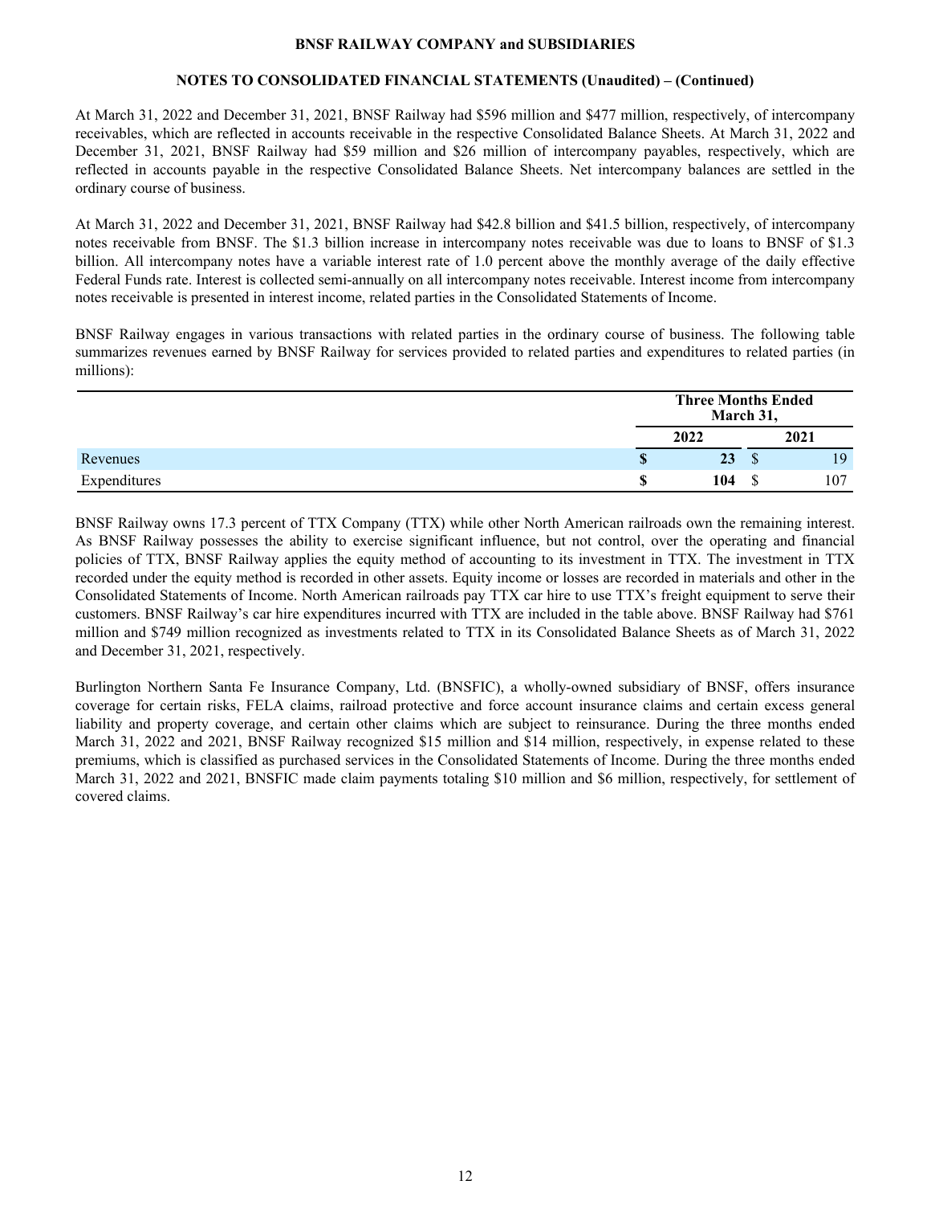**BNSF RAILWAY COMPANY and SUBSIDIARIES**

**NOTES TO CONSOLIDATED FINANCIAL STATEMENTS (Unaudited) – (Continued)**

At March 31, 2022 and December 31, 2021, BNSF Railway had $596 million and $477 million, respectively, of intercompany receivables, which are reflected in accounts receivable in the respective Consolidated Balance Sheets. At March 31, 2022 and December 31, 2021, BNSF Railway had $59 million and $26 million of intercompany payables, respectively, which are reflected in accounts payable in the respective Consolidated Balance Sheets. Net intercompany balances are settled in the ordinary course of business.

At March 31, 2022 and December 31, 2021, BNSF Railway had $42.8 billion and $41.5 billion, respectively, of intercompany notes receivable from BNSF. The $1.3 billion increase in intercompany notes receivable was due to loans to BNSF of $1.3 billion. All intercompany notes have a variable interest rate of 1.0 percent above the monthly average of the daily effective Federal Funds rate. Interest is collected semi-annually on all intercompany notes receivable. Interest income from intercompany notes receivable is presented in interest income, related parties in the Consolidated Statements of Income.

BNSF Railway engages in various transactions with related parties in the ordinary course of business. The following table summarizes revenues earned by BNSF Railway for services provided to related parties and expenditures to related parties (in millions):

| | Three Months Ended March 31, | |
|---|---|---|
| | **2022** | **2021** |
| Revenues | **$ 23** | $ 19 |
| Expenditures | **$ 104** | $ 107 |

BNSF Railway owns 17.3 percent of TTX Company (TTX) while other North American railroads own the remaining interest. As BNSF Railway possesses the ability to exercise significant influence, but not control, over the operating and financial policies of TTX, BNSF Railway applies the equity method of accounting to its investment in TTX. The investment in TTX recorded under the equity method is recorded in other assets. Equity income or losses are recorded in materials and other in the Consolidated Statements of Income. North American railroads pay TTX car hire to use TTX's freight equipment to serve their customers. BNSF Railway's car hire expenditures incurred with TTX are included in the table above. BNSF Railway had $761 million and $749 million recognized as investments related to TTX in its Consolidated Balance Sheets as of March 31, 2022 and December 31, 2021, respectively.

Burlington Northern Santa Fe Insurance Company, Ltd. (BNSFIC), a wholly-owned subsidiary of BNSF, offers insurance coverage for certain risks, FELA claims, railroad protective and force account insurance claims and certain excess general liability and property coverage, and certain other claims which are subject to reinsurance. During the three months ended March 31, 2022 and 2021, BNSF Railway recognized $15 million and $14 million, respectively, in expense related to these premiums, which is classified as purchased services in the Consolidated Statements of Income. During the three months ended March 31, 2022 and 2021, BNSFIC made claim payments totaling $10 million and $6 million, respectively, for settlement of covered claims.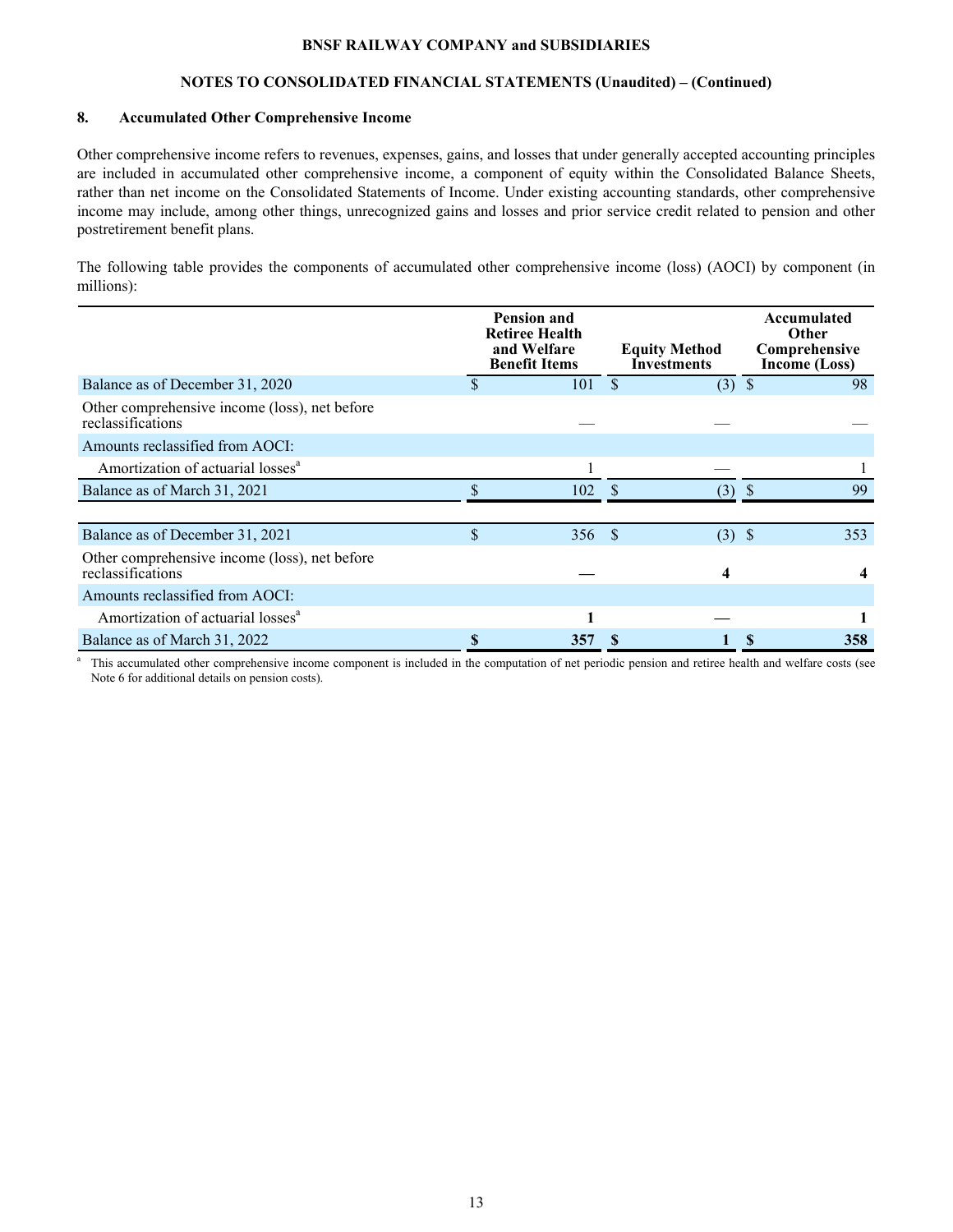**BNSF RAILWAY COMPANY and SUBSIDIARIES**

**NOTES TO CONSOLIDATED FINANCIAL STATEMENTS (Unaudited) – (Continued)**

## 8. Accumulated Other Comprehensive Income

Other comprehensive income refers to revenues, expenses, gains, and losses that under generally accepted accounting principles are included in accumulated other comprehensive income, a component of equity within the Consolidated Balance Sheets, rather than net income on the Consolidated Statements of Income. Under existing accounting standards, other comprehensive income may include, among other things, unrecognized gains and losses and prior service credit related to pension and other postretirement benefit plans.

The following table provides the components of accumulated other comprehensive income (loss) (AOCI) by component (in millions):

| | Pension and Retiree Health and Welfare Benefit Items | Equity Method Investments | Accumulated Other Comprehensive Income (Loss) |
|---|---|---|---|
| Balance as of December 31, 2020 | $ 101 | $ (3) | $ 98 |
| Other comprehensive income (loss), net before reclassifications | — | — | — |
| Amounts reclassified from AOCI: | | | |
| Amortization of actuarial losses[a] | 1 | — | 1 |
| Balance as of March 31, 2021 | $ 102 | $ (3) | $ 99 |
| | | | |
| Balance as of December 31, 2021 | $ 356 | $ (3) | $ 353 |
| Other comprehensive income (loss), net before reclassifications | **—** | **4** | **4** |
| Amounts reclassified from AOCI: | | | |
| Amortization of actuarial losses[a] | **1** | **—** | **1** |
| Balance as of March 31, 2022 | **$ 357** | **$ 1** | **$ 358** |

[a] This accumulated other comprehensive income component is included in the computation of net periodic pension and retiree health and welfare costs (see Note 6 for additional details on pension costs).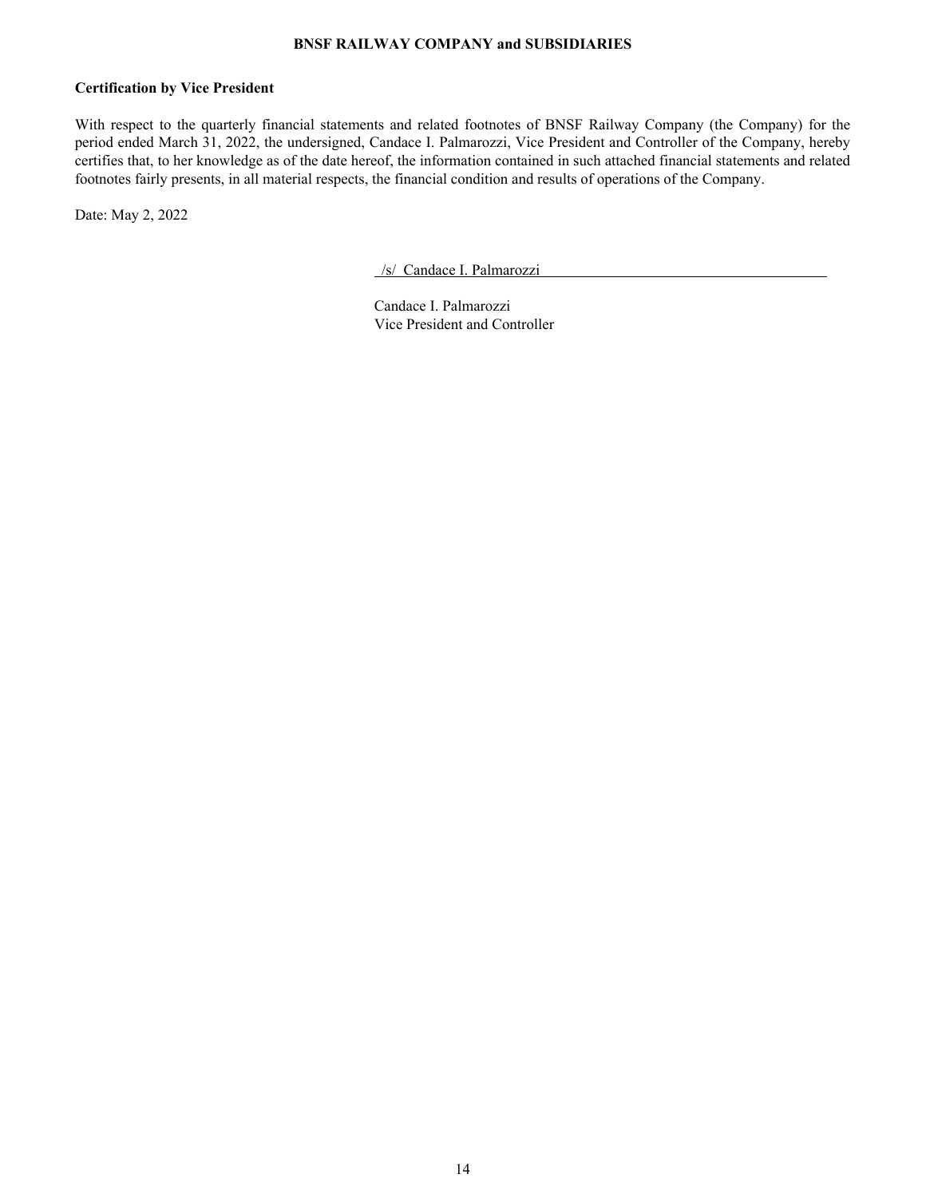**BNSF RAILWAY COMPANY and SUBSIDIARIES**

**Certification by Vice President**

With respect to the quarterly financial statements and related footnotes of BNSF Railway Company (the Company) for the period ended March 31, 2022, the undersigned, Candace I. Palmarozzi, Vice President and Controller of the Company, hereby certifies that, to her knowledge as of the date hereof, the information contained in such attached financial statements and related footnotes fairly presents, in all material respects, the financial condition and results of operations of the Company.

Date: May 2, 2022

/s/ Candace I. Palmarozzi

Candace I. Palmarozzi
Vice President and Controller